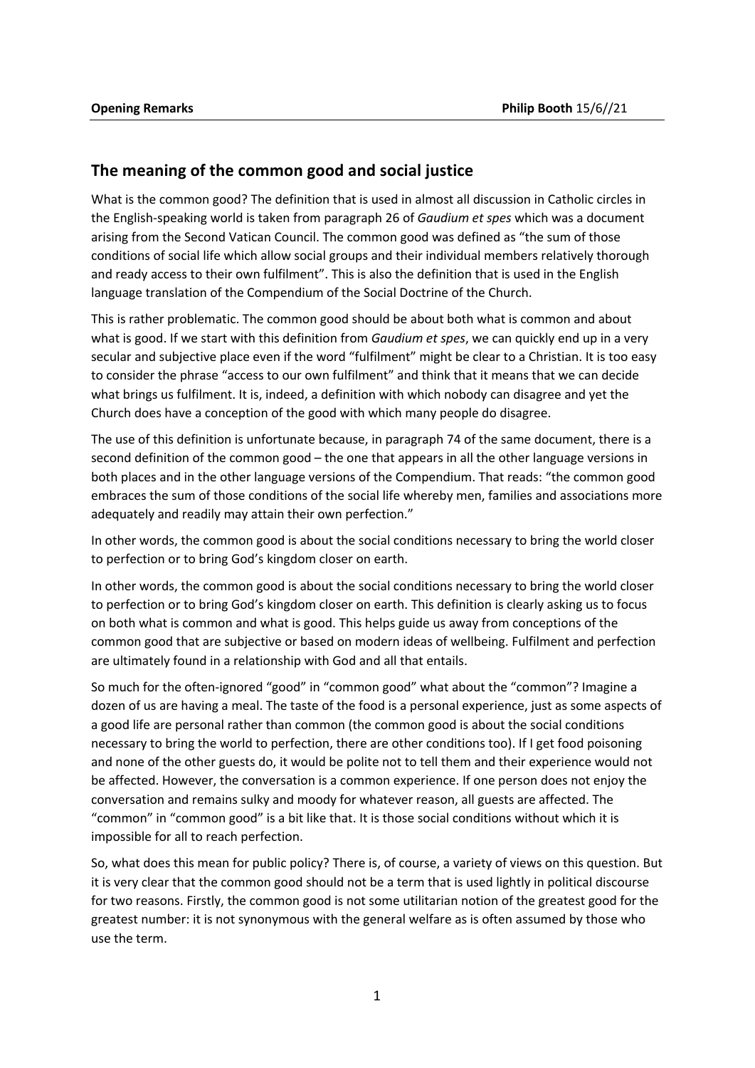**Opening Remarks** **Philip Booth** 15/6//21

## The meaning of the common good and social justice

What is the common good? The definition that is used in almost all discussion in Catholic circles in the English-speaking world is taken from paragraph 26 of *Gaudium et spes* which was a document arising from the Second Vatican Council. The common good was defined as "the sum of those conditions of social life which allow social groups and their individual members relatively thorough and ready access to their own fulfilment". This is also the definition that is used in the English language translation of the Compendium of the Social Doctrine of the Church.

This is rather problematic. The common good should be about both what is common and about what is good. If we start with this definition from *Gaudium et spes*, we can quickly end up in a very secular and subjective place even if the word "fulfilment" might be clear to a Christian. It is too easy to consider the phrase "access to our own fulfilment" and think that it means that we can decide what brings us fulfilment. It is, indeed, a definition with which nobody can disagree and yet the Church does have a conception of the good with which many people do disagree.

The use of this definition is unfortunate because, in paragraph 74 of the same document, there is a second definition of the common good – the one that appears in all the other language versions in both places and in the other language versions of the Compendium. That reads: "the common good embraces the sum of those conditions of the social life whereby men, families and associations more adequately and readily may attain their own perfection."

In other words, the common good is about the social conditions necessary to bring the world closer to perfection or to bring God's kingdom closer on earth.

In other words, the common good is about the social conditions necessary to bring the world closer to perfection or to bring God's kingdom closer on earth. This definition is clearly asking us to focus on both what is common and what is good. This helps guide us away from conceptions of the common good that are subjective or based on modern ideas of wellbeing. Fulfilment and perfection are ultimately found in a relationship with God and all that entails.

So much for the often-ignored "good" in "common good" what about the "common"? Imagine a dozen of us are having a meal. The taste of the food is a personal experience, just as some aspects of a good life are personal rather than common (the common good is about the social conditions necessary to bring the world to perfection, there are other conditions too). If I get food poisoning and none of the other guests do, it would be polite not to tell them and their experience would not be affected. However, the conversation is a common experience. If one person does not enjoy the conversation and remains sulky and moody for whatever reason, all guests are affected. The "common" in "common good" is a bit like that. It is those social conditions without which it is impossible for all to reach perfection.

So, what does this mean for public policy? There is, of course, a variety of views on this question. But it is very clear that the common good should not be a term that is used lightly in political discourse for two reasons. Firstly, the common good is not some utilitarian notion of the greatest good for the greatest number: it is not synonymous with the general welfare as is often assumed by those who use the term.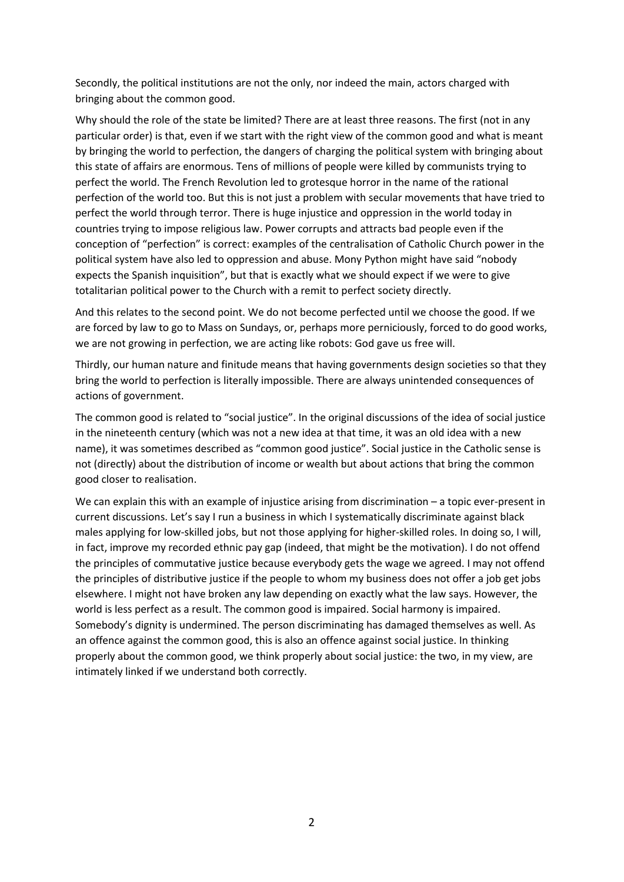Secondly, the political institutions are not the only, nor indeed the main, actors charged with bringing about the common good.

Why should the role of the state be limited? There are at least three reasons. The first (not in any particular order) is that, even if we start with the right view of the common good and what is meant by bringing the world to perfection, the dangers of charging the political system with bringing about this state of affairs are enormous. Tens of millions of people were killed by communists trying to perfect the world. The French Revolution led to grotesque horror in the name of the rational perfection of the world too. But this is not just a problem with secular movements that have tried to perfect the world through terror. There is huge injustice and oppression in the world today in countries trying to impose religious law. Power corrupts and attracts bad people even if the conception of "perfection" is correct: examples of the centralisation of Catholic Church power in the political system have also led to oppression and abuse. Mony Python might have said "nobody expects the Spanish inquisition", but that is exactly what we should expect if we were to give totalitarian political power to the Church with a remit to perfect society directly.

And this relates to the second point. We do not become perfected until we choose the good. If we are forced by law to go to Mass on Sundays, or, perhaps more perniciously, forced to do good works, we are not growing in perfection, we are acting like robots: God gave us free will.

Thirdly, our human nature and finitude means that having governments design societies so that they bring the world to perfection is literally impossible. There are always unintended consequences of actions of government.

The common good is related to "social justice". In the original discussions of the idea of social justice in the nineteenth century (which was not a new idea at that time, it was an old idea with a new name), it was sometimes described as "common good justice". Social justice in the Catholic sense is not (directly) about the distribution of income or wealth but about actions that bring the common good closer to realisation.

We can explain this with an example of injustice arising from discrimination – a topic ever-present in current discussions. Let's say I run a business in which I systematically discriminate against black males applying for low-skilled jobs, but not those applying for higher-skilled roles. In doing so, I will, in fact, improve my recorded ethnic pay gap (indeed, that might be the motivation). I do not offend the principles of commutative justice because everybody gets the wage we agreed. I may not offend the principles of distributive justice if the people to whom my business does not offer a job get jobs elsewhere. I might not have broken any law depending on exactly what the law says. However, the world is less perfect as a result. The common good is impaired. Social harmony is impaired. Somebody's dignity is undermined. The person discriminating has damaged themselves as well. As an offence against the common good, this is also an offence against social justice. In thinking properly about the common good, we think properly about social justice: the two, in my view, are intimately linked if we understand both correctly.